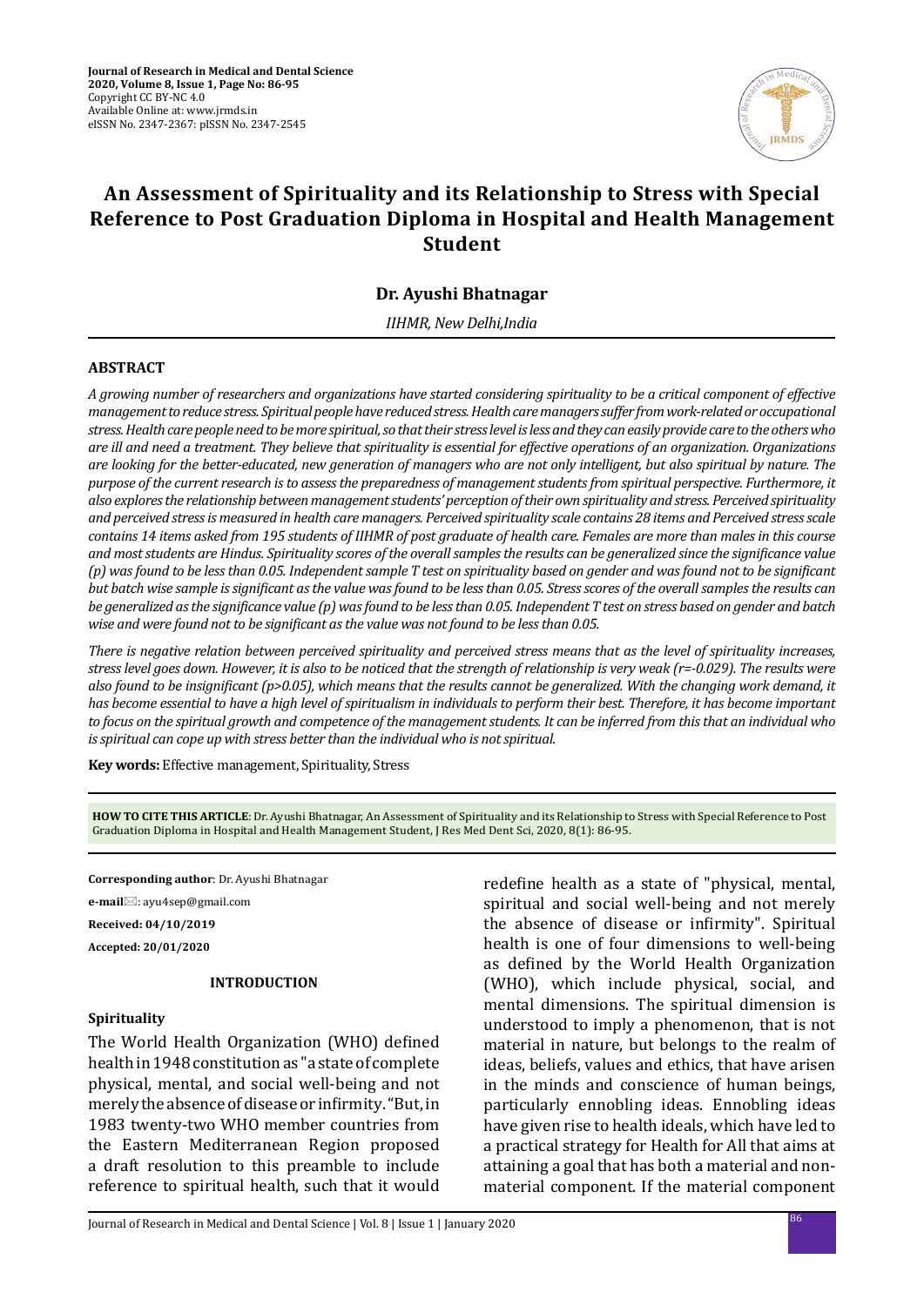Journal of Research in Medical and Dental Science
2020, Volume 8, Issue 1, Page No: 86-95
Copyright CC BY-NC 4.0
Available Online at: www.jrmds.in
eISSN No. 2347-2367: pISSN No. 2347-2545

# An Assessment of Spirituality and its Relationship to Stress with Special Reference to Post Graduation Diploma in Hospital and Health Management Student

**Dr. Ayushi Bhatnagar**

*IIHMR, New Delhi,India*

## ABSTRACT

*A growing number of researchers and organizations have started considering spirituality to be a critical component of effective management to reduce stress. Spiritual people have reduced stress. Health care managers suffer from work-related or occupational stress. Health care people need to be more spiritual, so that their stress level is less and they can easily provide care to the others who are ill and need a treatment. They believe that spirituality is essential for effective operations of an organization. Organizations are looking for the better-educated, new generation of managers who are not only intelligent, but also spiritual by nature. The purpose of the current research is to assess the preparedness of management students from spiritual perspective. Furthermore, it also explores the relationship between management students' perception of their own spirituality and stress. Perceived spirituality and perceived stress is measured in health care managers. Perceived spirituality scale contains 28 items and Perceived stress scale contains 14 items asked from 195 students of IIHMR of post graduate of health care. Females are more than males in this course and most students are Hindus. Spirituality scores of the overall samples the results can be generalized since the significance value (p) was found to be less than 0.05. Independent sample T test on spirituality based on gender and was found not to be significant but batch wise sample is significant as the value was found to be less than 0.05. Stress scores of the overall samples the results can be generalized as the significance value (p) was found to be less than 0.05. Independent T test on stress based on gender and batch wise and were found not to be significant as the value was not found to be less than 0.05.*

*There is negative relation between perceived spirituality and perceived stress means that as the level of spirituality increases, stress level goes down. However, it is also to be noticed that the strength of relationship is very weak (r=-0.029). The results were also found to be insignificant (p>0.05), which means that the results cannot be generalized. With the changing work demand, it has become essential to have a high level of spiritualism in individuals to perform their best. Therefore, it has become important to focus on the spiritual growth and competence of the management students. It can be inferred from this that an individual who is spiritual can cope up with stress better than the individual who is not spiritual.*

**Key words:** Effective management, Spirituality, Stress

**HOW TO CITE THIS ARTICLE**: Dr. Ayushi Bhatnagar, An Assessment of Spirituality and its Relationship to Stress with Special Reference to Post Graduation Diploma in Hospital and Health Management Student, J Res Med Dent Sci, 2020, 8(1): 86-95.

**Corresponding author**: Dr. Ayushi Bhatnagar

**e-mail**: ayu4sep@gmail.com

**Received: 04/10/2019**

**Accepted: 20/01/2020**

## INTRODUCTION

### Spirituality

The World Health Organization (WHO) defined health in 1948 constitution as "a state of complete physical, mental, and social well-being and not merely the absence of disease or infirmity."But, in 1983 twenty-two WHO member countries from the Eastern Mediterranean Region proposed a draft resolution to this preamble to include reference to spiritual health, such that it would redefine health as a state of "physical, mental, spiritual and social well-being and not merely the absence of disease or infirmity". Spiritual health is one of four dimensions to well-being as defined by the World Health Organization (WHO), which include physical, social, and mental dimensions. The spiritual dimension is understood to imply a phenomenon, that is not material in nature, but belongs to the realm of ideas, beliefs, values and ethics, that have arisen in the minds and conscience of human beings, particularly ennobling ideas. Ennobling ideas have given rise to health ideals, which have led to a practical strategy for Health for All that aims at attaining a goal that has both a material and non-material component. If the material component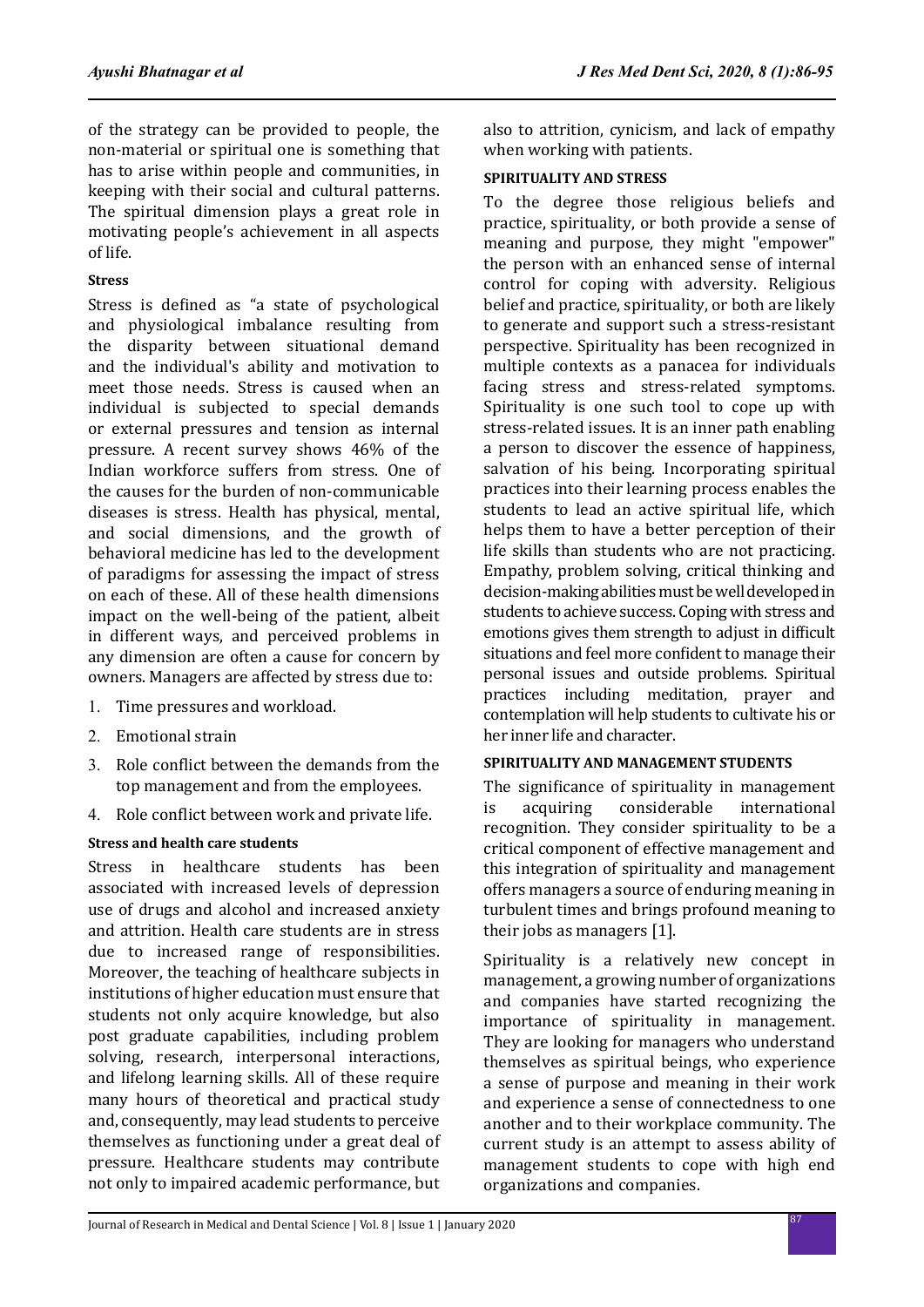of the strategy can be provided to people, the non-material or spiritual one is something that has to arise within people and communities, in keeping with their social and cultural patterns. The spiritual dimension plays a great role in motivating people's achievement in all aspects of life.

### Stress

Stress is defined as "a state of psychological and physiological imbalance resulting from the disparity between situational demand and the individual's ability and motivation to meet those needs. Stress is caused when an individual is subjected to special demands or external pressures and tension as internal pressure. A recent survey shows 46% of the Indian workforce suffers from stress. One of the causes for the burden of non-communicable diseases is stress. Health has physical, mental, and social dimensions, and the growth of behavioral medicine has led to the development of paradigms for assessing the impact of stress on each of these. All of these health dimensions impact on the well-being of the patient, albeit in different ways, and perceived problems in any dimension are often a cause for concern by owners. Managers are affected by stress due to:

1. Time pressures and workload.
2. Emotional strain
3. Role conflict between the demands from the top management and from the employees.
4. Role conflict between work and private life.

### Stress and health care students

Stress in healthcare students has been associated with increased levels of depression use of drugs and alcohol and increased anxiety and attrition. Health care students are in stress due to increased range of responsibilities. Moreover, the teaching of healthcare subjects in institutions of higher education must ensure that students not only acquire knowledge, but also post graduate capabilities, including problem solving, research, interpersonal interactions, and lifelong learning skills. All of these require many hours of theoretical and practical study and, consequently, may lead students to perceive themselves as functioning under a great deal of pressure. Healthcare students may contribute not only to impaired academic performance, but also to attrition, cynicism, and lack of empathy when working with patients.

### SPIRITUALITY AND STRESS

To the degree those religious beliefs and practice, spirituality, or both provide a sense of meaning and purpose, they might "empower" the person with an enhanced sense of internal control for coping with adversity. Religious belief and practice, spirituality, or both are likely to generate and support such a stress-resistant perspective. Spirituality has been recognized in multiple contexts as a panacea for individuals facing stress and stress-related symptoms. Spirituality is one such tool to cope up with stress-related issues. It is an inner path enabling a person to discover the essence of happiness, salvation of his being. Incorporating spiritual practices into their learning process enables the students to lead an active spiritual life, which helps them to have a better perception of their life skills than students who are not practicing. Empathy, problem solving, critical thinking and decision-making abilities must be well developed in students to achieve success. Coping with stress and emotions gives them strength to adjust in difficult situations and feel more confident to manage their personal issues and outside problems. Spiritual practices including meditation, prayer and contemplation will help students to cultivate his or her inner life and character.

### SPIRITUALITY AND MANAGEMENT STUDENTS

The significance of spirituality in management is acquiring considerable international recognition. They consider spirituality to be a critical component of effective management and this integration of spirituality and management offers managers a source of enduring meaning in turbulent times and brings profound meaning to their jobs as managers [1].

Spirituality is a relatively new concept in management, a growing number of organizations and companies have started recognizing the importance of spirituality in management. They are looking for managers who understand themselves as spiritual beings, who experience a sense of purpose and meaning in their work and experience a sense of connectedness to one another and to their workplace community. The current study is an attempt to assess ability of management students to cope with high end organizations and companies.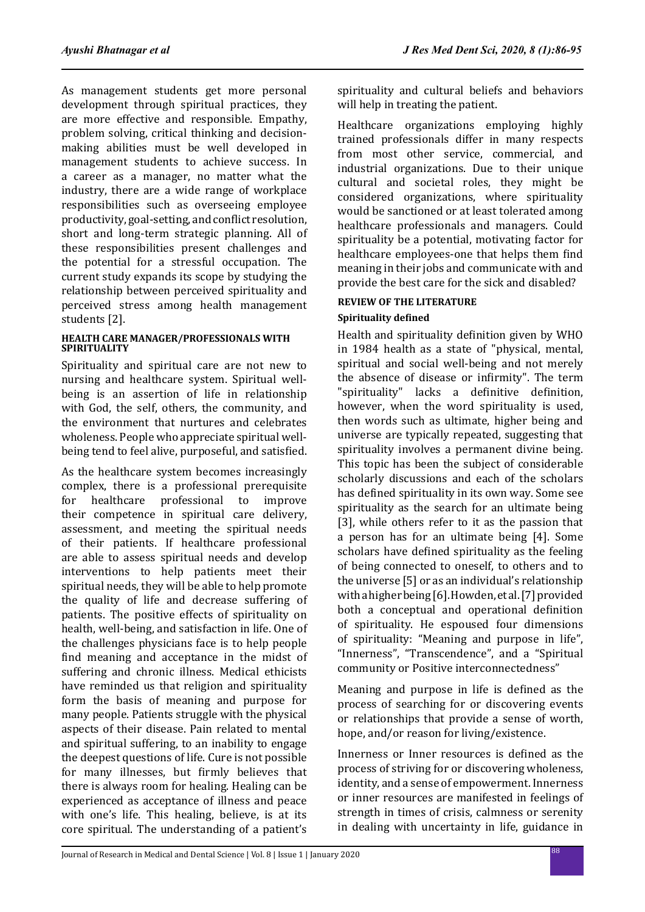As management students get more personal development through spiritual practices, they are more effective and responsible. Empathy, problem solving, critical thinking and decision-making abilities must be well developed in management students to achieve success. In a career as a manager, no matter what the industry, there are a wide range of workplace responsibilities such as overseeing employee productivity, goal-setting, and conflict resolution, short and long-term strategic planning. All of these responsibilities present challenges and the potential for a stressful occupation. The current study expands its scope by studying the relationship between perceived spirituality and perceived stress among health management students [2].

#### HEALTH CARE MANAGER/PROFESSIONALS WITH SPIRITUALITY

Spirituality and spiritual care are not new to nursing and healthcare system. Spiritual well-being is an assertion of life in relationship with God, the self, others, the community, and the environment that nurtures and celebrates wholeness. People who appreciate spiritual well-being tend to feel alive, purposeful, and satisfied.

As the healthcare system becomes increasingly complex, there is a professional prerequisite for healthcare professional to improve their competence in spiritual care delivery, assessment, and meeting the spiritual needs of their patients. If healthcare professional are able to assess spiritual needs and develop interventions to help patients meet their spiritual needs, they will be able to help promote the quality of life and decrease suffering of patients. The positive effects of spirituality on health, well-being, and satisfaction in life. One of the challenges physicians face is to help people find meaning and acceptance in the midst of suffering and chronic illness. Medical ethicists have reminded us that religion and spirituality form the basis of meaning and purpose for many people. Patients struggle with the physical aspects of their disease. Pain related to mental and spiritual suffering, to an inability to engage the deepest questions of life. Cure is not possible for many illnesses, but firmly believes that there is always room for healing. Healing can be experienced as acceptance of illness and peace with one's life. This healing, believe, is at its core spiritual. The understanding of a patient's spirituality and cultural beliefs and behaviors will help in treating the patient.

Healthcare organizations employing highly trained professionals differ in many respects from most other service, commercial, and industrial organizations. Due to their unique cultural and societal roles, they might be considered organizations, where spirituality would be sanctioned or at least tolerated among healthcare professionals and managers. Could spirituality be a potential, motivating factor for healthcare employees-one that helps them find meaning in their jobs and communicate with and provide the best care for the sick and disabled?

#### REVIEW OF THE LITERATURE

#### Spirituality defined

Health and spirituality definition given by WHO in 1984 health as a state of "physical, mental, spiritual and social well-being and not merely the absence of disease or infirmity". The term "spirituality" lacks a definitive definition, however, when the word spirituality is used, then words such as ultimate, higher being and universe are typically repeated, suggesting that spirituality involves a permanent divine being. This topic has been the subject of considerable scholarly discussions and each of the scholars has defined spirituality in its own way. Some see spirituality as the search for an ultimate being [3], while others refer to it as the passion that a person has for an ultimate being [4]. Some scholars have defined spirituality as the feeling of being connected to oneself, to others and to the universe [5] or as an individual's relationship with a higher being [6]. Howden, et al. [7] provided both a conceptual and operational definition of spirituality. He espoused four dimensions of spirituality: "Meaning and purpose in life", "Innerness", "Transcendence", and a "Spiritual community or Positive interconnectedness"

Meaning and purpose in life is defined as the process of searching for or discovering events or relationships that provide a sense of worth, hope, and/or reason for living/existence.

Innerness or Inner resources is defined as the process of striving for or discovering wholeness, identity, and a sense of empowerment. Innerness or inner resources are manifested in feelings of strength in times of crisis, calmness or serenity in dealing with uncertainty in life, guidance in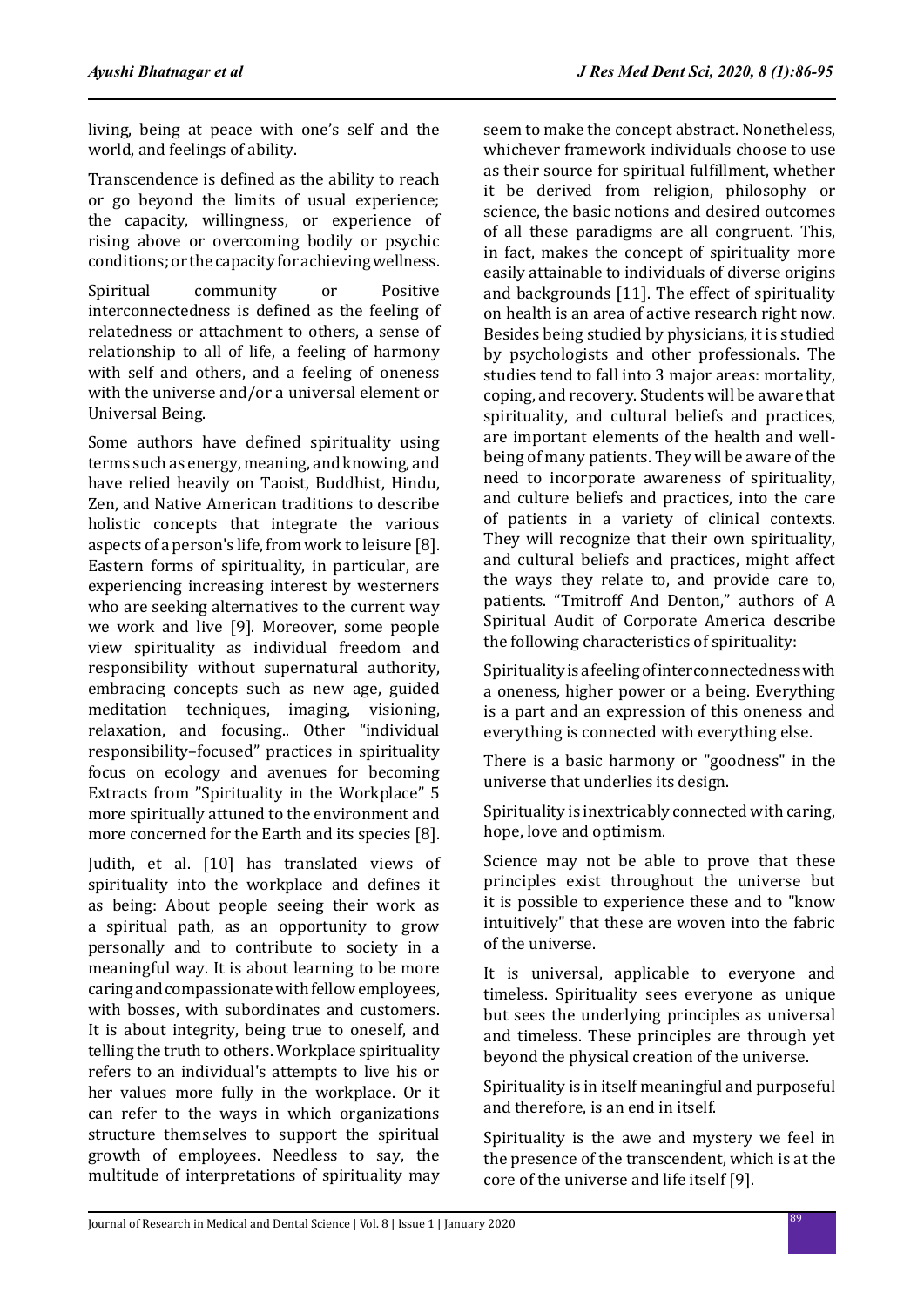living, being at peace with one's self and the world, and feelings of ability.

Transcendence is defined as the ability to reach or go beyond the limits of usual experience; the capacity, willingness, or experience of rising above or overcoming bodily or psychic conditions; or the capacity for achieving wellness.

Spiritual community or Positive interconnectedness is defined as the feeling of relatedness or attachment to others, a sense of relationship to all of life, a feeling of harmony with self and others, and a feeling of oneness with the universe and/or a universal element or Universal Being.

Some authors have defined spirituality using terms such as energy, meaning, and knowing, and have relied heavily on Taoist, Buddhist, Hindu, Zen, and Native American traditions to describe holistic concepts that integrate the various aspects of a person's life, from work to leisure [8]. Eastern forms of spirituality, in particular, are experiencing increasing interest by westerners who are seeking alternatives to the current way we work and live [9]. Moreover, some people view spirituality as individual freedom and responsibility without supernatural authority, embracing concepts such as new age, guided meditation techniques, imaging, visioning, relaxation, and focusing.. Other "individual responsibility–focused" practices in spirituality focus on ecology and avenues for becoming Extracts from "Spirituality in the Workplace" 5 more spiritually attuned to the environment and more concerned for the Earth and its species [8].

Judith, et al. [10] has translated views of spirituality into the workplace and defines it as being: About people seeing their work as a spiritual path, as an opportunity to grow personally and to contribute to society in a meaningful way. It is about learning to be more caring and compassionate with fellow employees, with bosses, with subordinates and customers. It is about integrity, being true to oneself, and telling the truth to others. Workplace spirituality refers to an individual's attempts to live his or her values more fully in the workplace. Or it can refer to the ways in which organizations structure themselves to support the spiritual growth of employees. Needless to say, the multitude of interpretations of spirituality may seem to make the concept abstract. Nonetheless, whichever framework individuals choose to use as their source for spiritual fulfillment, whether it be derived from religion, philosophy or science, the basic notions and desired outcomes of all these paradigms are all congruent. This, in fact, makes the concept of spirituality more easily attainable to individuals of diverse origins and backgrounds [11]. The effect of spirituality on health is an area of active research right now. Besides being studied by physicians, it is studied by psychologists and other professionals. The studies tend to fall into 3 major areas: mortality, coping, and recovery. Students will be aware that spirituality, and cultural beliefs and practices, are important elements of the health and well-being of many patients. They will be aware of the need to incorporate awareness of spirituality, and culture beliefs and practices, into the care of patients in a variety of clinical contexts. They will recognize that their own spirituality, and cultural beliefs and practices, might affect the ways they relate to, and provide care to, patients. "Tmitroff And Denton," authors of A Spiritual Audit of Corporate America describe the following characteristics of spirituality:

Spirituality is a feeling of interconnectedness with a oneness, higher power or a being. Everything is a part and an expression of this oneness and everything is connected with everything else.

There is a basic harmony or "goodness" in the universe that underlies its design.

Spirituality is inextricably connected with caring, hope, love and optimism.

Science may not be able to prove that these principles exist throughout the universe but it is possible to experience these and to "know intuitively" that these are woven into the fabric of the universe.

It is universal, applicable to everyone and timeless. Spirituality sees everyone as unique but sees the underlying principles as universal and timeless. These principles are through yet beyond the physical creation of the universe.

Spirituality is in itself meaningful and purposeful and therefore, is an end in itself.

Spirituality is the awe and mystery we feel in the presence of the transcendent, which is at the core of the universe and life itself [9].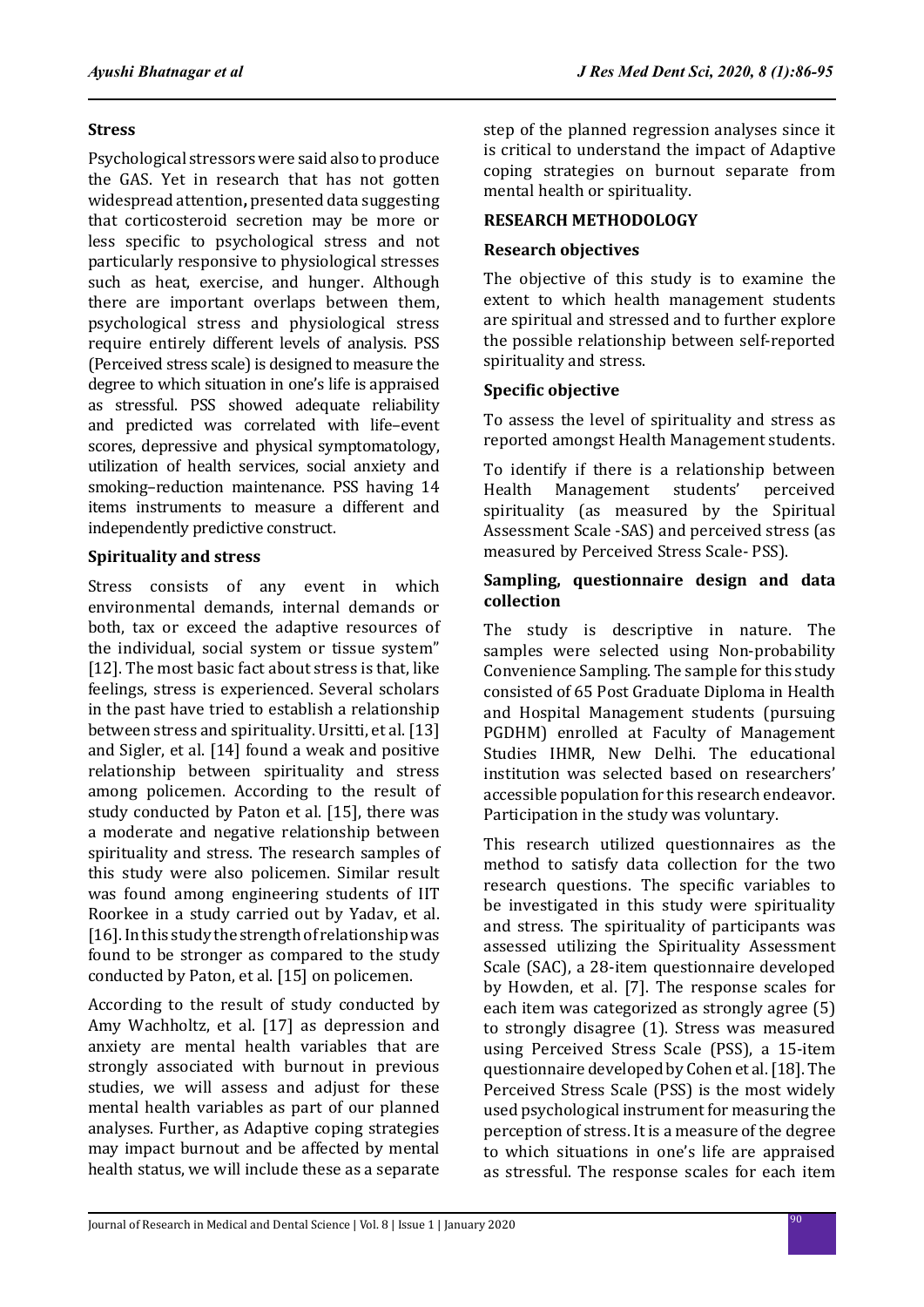## Stress

Psychological stressors were said also to produce the GAS. Yet in research that has not gotten widespread attention**,** presented data suggesting that corticosteroid secretion may be more or less specific to psychological stress and not particularly responsive to physiological stresses such as heat, exercise, and hunger. Although there are important overlaps between them, psychological stress and physiological stress require entirely different levels of analysis. PSS (Perceived stress scale) is designed to measure the degree to which situation in one's life is appraised as stressful. PSS showed adequate reliability and predicted was correlated with life–event scores, depressive and physical symptomatology, utilization of health services, social anxiety and smoking–reduction maintenance. PSS having 14 items instruments to measure a different and independently predictive construct.

## Spirituality and stress

Stress consists of any event in which environmental demands, internal demands or both, tax or exceed the adaptive resources of the individual, social system or tissue system" [12]. The most basic fact about stress is that, like feelings, stress is experienced. Several scholars in the past have tried to establish a relationship between stress and spirituality. Ursitti, et al. [13] and Sigler, et al. [14] found a weak and positive relationship between spirituality and stress among policemen. According to the result of study conducted by Paton et al. [15], there was a moderate and negative relationship between spirituality and stress. The research samples of this study were also policemen. Similar result was found among engineering students of IIT Roorkee in a study carried out by Yadav, et al. [16]. In this study the strength of relationship was found to be stronger as compared to the study conducted by Paton, et al. [15] on policemen.

According to the result of study conducted by Amy Wachholtz, et al. [17] as depression and anxiety are mental health variables that are strongly associated with burnout in previous studies, we will assess and adjust for these mental health variables as part of our planned analyses. Further, as Adaptive coping strategies may impact burnout and be affected by mental health status, we will include these as a separate step of the planned regression analyses since it is critical to understand the impact of Adaptive coping strategies on burnout separate from mental health or spirituality.

## RESEARCH METHODOLOGY

### Research objectives

The objective of this study is to examine the extent to which health management students are spiritual and stressed and to further explore the possible relationship between self-reported spirituality and stress.

### Specific objective

To assess the level of spirituality and stress as reported amongst Health Management students.

To identify if there is a relationship between Health Management students' perceived spirituality (as measured by the Spiritual Assessment Scale -SAS) and perceived stress (as measured by Perceived Stress Scale- PSS).

### Sampling, questionnaire design and data collection

The study is descriptive in nature. The samples were selected using Non-probability Convenience Sampling. The sample for this study consisted of 65 Post Graduate Diploma in Health and Hospital Management students (pursuing PGDHM) enrolled at Faculty of Management Studies IHMR, New Delhi. The educational institution was selected based on researchers' accessible population for this research endeavor. Participation in the study was voluntary.

This research utilized questionnaires as the method to satisfy data collection for the two research questions. The specific variables to be investigated in this study were spirituality and stress. The spirituality of participants was assessed utilizing the Spirituality Assessment Scale (SAC), a 28-item questionnaire developed by Howden, et al. [7]. The response scales for each item was categorized as strongly agree (5) to strongly disagree (1). Stress was measured using Perceived Stress Scale (PSS), a 15-item questionnaire developed by Cohen et al. [18]. The Perceived Stress Scale (PSS) is the most widely used psychological instrument for measuring the perception of stress. It is a measure of the degree to which situations in one's life are appraised as stressful. The response scales for each item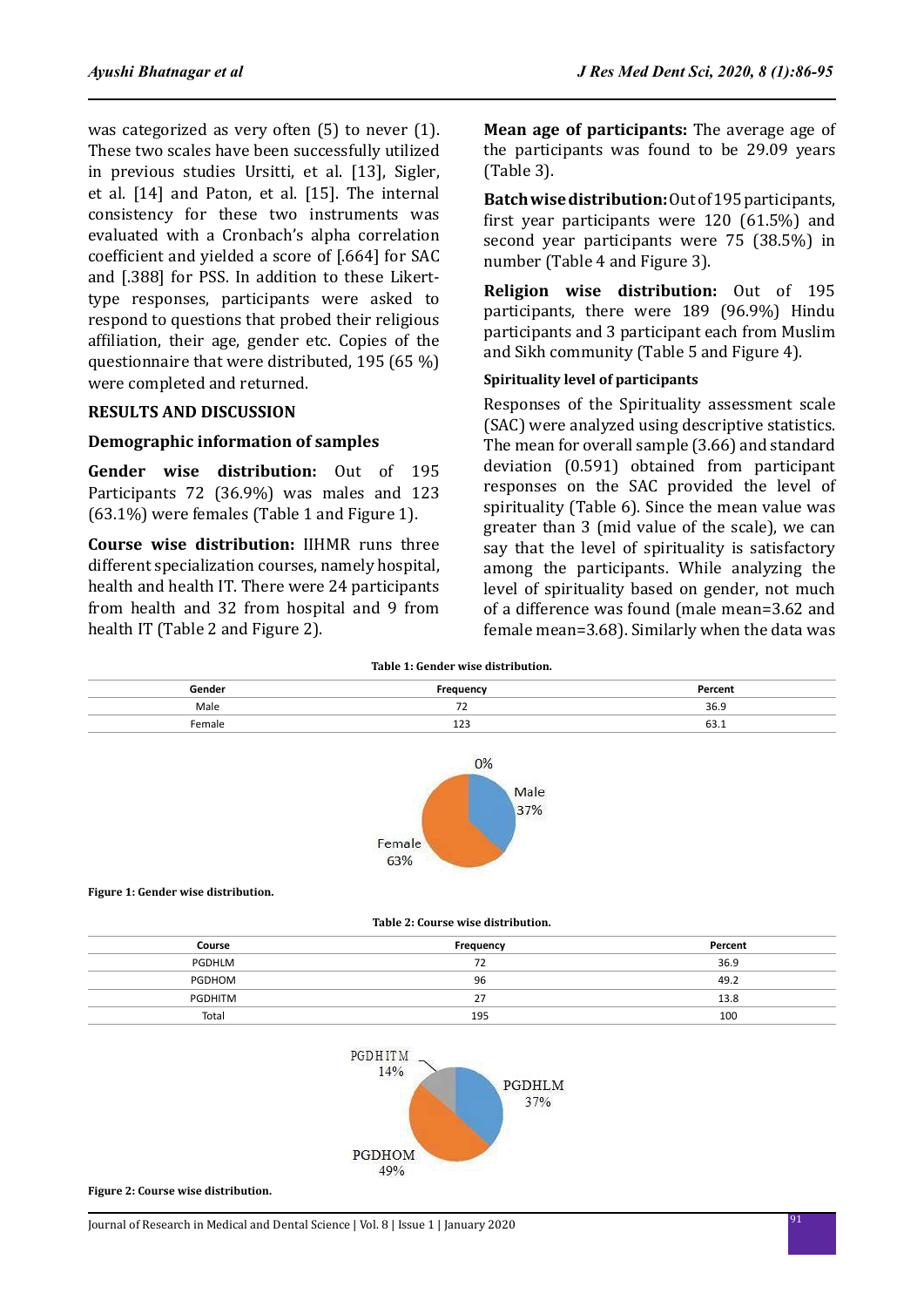was categorized as very often (5) to never (1). These two scales have been successfully utilized in previous studies Ursitti, et al. [13], Sigler, et al. [14] and Paton, et al. [15]. The internal consistency for these two instruments was evaluated with a Cronbach's alpha correlation coefficient and yielded a score of [.664] for SAC and [.388] for PSS. In addition to these Likert-type responses, participants were asked to respond to questions that probed their religious affiliation, their age, gender etc. Copies of the questionnaire that were distributed, 195 (65 %) were completed and returned.

## RESULTS AND DISCUSSION

### Demographic information of samples

**Gender wise distribution:** Out of 195 Participants 72 (36.9%) was males and 123 (63.1%) were females (Table 1 and Figure 1).

**Course wise distribution:** IIHMR runs three different specialization courses, namely hospital, health and health IT. There were 24 participants from health and 32 from hospital and 9 from health IT (Table 2 and Figure 2).

**Mean age of participants:** The average age of the participants was found to be 29.09 years (Table 3).

**Batch wise distribution:** Out of 195 participants, first year participants were 120 (61.5%) and second year participants were 75 (38.5%) in number (Table 4 and Figure 3).

**Religion wise distribution:** Out of 195 participants, there were 189 (96.9%) Hindu participants and 3 participant each from Muslim and Sikh community (Table 5 and Figure 4).

#### Spirituality level of participants

Responses of the Spirituality assessment scale (SAC) were analyzed using descriptive statistics. The mean for overall sample (3.66) and standard deviation (0.591) obtained from participant responses on the SAC provided the level of spirituality (Table 6). Since the mean value was greater than 3 (mid value of the scale), we can say that the level of spirituality is satisfactory among the participants. While analyzing the level of spirituality based on gender, not much of a difference was found (male mean=3.62 and female mean=3.68). Similarly when the data was

**Table 1: Gender wise distribution.**

| Gender | Frequency | Percent |
|---|---|---|
| Male | 72 | 36.9 |
| Female | 123 | 63.1 |

**Figure 1: Gender wise distribution.**

**Table 2: Course wise distribution.**

| Course | Frequency | Percent |
|---|---|---|
| PGDHLM | 72 | 36.9 |
| PGDHOM | 96 | 49.2 |
| PGDHITM | 27 | 13.8 |
| Total | 195 | 100 |

**Figure 2: Course wise distribution.**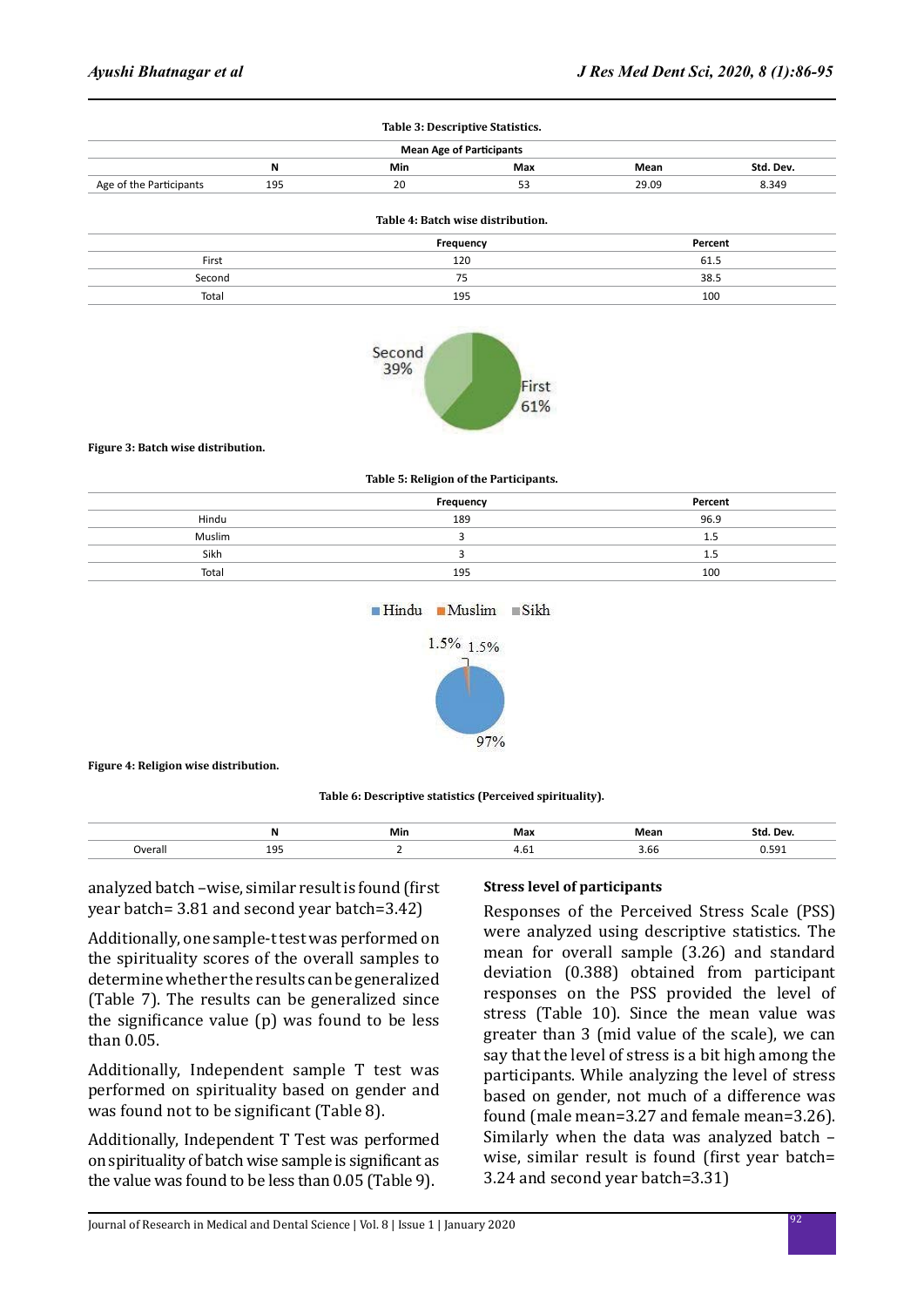**Table 3: Descriptive Statistics.**

| Mean Age of Participants | | | | | |
|---|---|---|---|---|---|
| | N | Min | Max | Mean | Std. Dev. |
| Age of the Participants | 195 | 20 | 53 | 29.09 | 8.349 |

**Table 4: Batch wise distribution.**

| | Frequency | Percent |
|---|---|---|
| First | 120 | 61.5 |
| Second | 75 | 38.5 |
| Total | 195 | 100 |

**Figure 3: Batch wise distribution.**

**Table 5: Religion of the Participants.**

| | Frequency | Percent |
|---|---|---|
| Hindu | 189 | 96.9 |
| Muslim | 3 | 1.5 |
| Sikh | 3 | 1.5 |
| Total | 195 | 100 |

**Figure 4: Religion wise distribution.**

**Table 6: Descriptive statistics (Perceived spirituality).**

| | N | Min | Max | Mean | Std. Dev. |
|---|---|---|---|---|---|
| Overall | 195 | 2 | 4.61 | 3.66 | 0.591 |

analyzed batch –wise, similar result is found (first year batch= 3.81 and second year batch=3.42)

Additionally, one sample-t test was performed on the spirituality scores of the overall samples to determine whether the results can be generalized (Table 7). The results can be generalized since the significance value (p) was found to be less than 0.05.

Additionally, Independent sample T test was performed on spirituality based on gender and was found not to be significant (Table 8).

Additionally, Independent T Test was performed on spirituality of batch wise sample is significant as the value was found to be less than 0.05 (Table 9).

**Stress level of participants**

Responses of the Perceived Stress Scale (PSS) were analyzed using descriptive statistics. The mean for overall sample (3.26) and standard deviation (0.388) obtained from participant responses on the PSS provided the level of stress (Table 10). Since the mean value was greater than 3 (mid value of the scale), we can say that the level of stress is a bit high among the participants. While analyzing the level of stress based on gender, not much of a difference was found (male mean=3.27 and female mean=3.26). Similarly when the data was analyzed batch –wise, similar result is found (first year batch= 3.24 and second year batch=3.31)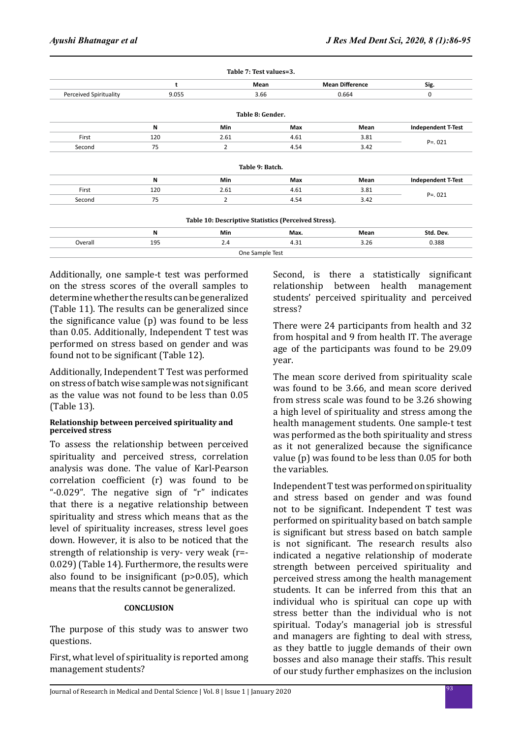**Table 7: Test values=3.**

| | t | Mean | Mean Difference | Sig. |
|---|---|---|---|---|
| Perceived Spirituality | 9.055 | 3.66 | 0.664 | 0 |

**Table 8: Gender.**

| | N | Min | Max | Mean | Independent T-Test |
|---|---|---|---|---|---|
| First | 120 | 2.61 | 4.61 | 3.81 | P=. 021 |
| Second | 75 | 2 | 4.54 | 3.42 | |

**Table 9: Batch.**

| | N | Min | Max | Mean | Independent T-Test |
|---|---|---|---|---|---|
| First | 120 | 2.61 | 4.61 | 3.81 | P=. 021 |
| Second | 75 | 2 | 4.54 | 3.42 | |

**Table 10: Descriptive Statistics (Perceived Stress).**

| | N | Min | Max. | Mean | Std. Dev. |
|---|---|---|---|---|---|
| Overall | 195 | 2.4 | 4.31 | 3.26 | 0.388 |
| One Sample Test | | | | | |

Additionally, one sample-t test was performed on the stress scores of the overall samples to determine whether the results can be generalized (Table 11). The results can be generalized since the significance value (p) was found to be less than 0.05. Additionally, Independent T test was performed on stress based on gender and was found not to be significant (Table 12).

Additionally, Independent T Test was performed on stress of batch wise sample was not significant as the value was not found to be less than 0.05 (Table 13).

#### Relationship between perceived spirituality and perceived stress

To assess the relationship between perceived spirituality and perceived stress, correlation analysis was done. The value of Karl-Pearson correlation coefficient (r) was found to be "-0.029". The negative sign of "r" indicates that there is a negative relationship between spirituality and stress which means that as the level of spirituality increases, stress level goes down. However, it is also to be noticed that the strength of relationship is very- very weak (r=-0.029) (Table 14). Furthermore, the results were also found to be insignificant (p>0.05), which means that the results cannot be generalized.

## CONCLUSION

The purpose of this study was to answer two questions.

First, what level of spirituality is reported among management students?

Second, is there a statistically significant relationship between health management students' perceived spirituality and perceived stress?

There were 24 participants from health and 32 from hospital and 9 from health IT. The average age of the participants was found to be 29.09 year.

The mean score derived from spirituality scale was found to be 3.66, and mean score derived from stress scale was found to be 3.26 showing a high level of spirituality and stress among the health management students. One sample-t test was performed as the both spirituality and stress as it not generalized because the significance value (p) was found to be less than 0.05 for both the variables.

Independent T test was performed on spirituality and stress based on gender and was found not to be significant. Independent T test was performed on spirituality based on batch sample is significant but stress based on batch sample is not significant. The research results also indicated a negative relationship of moderate strength between perceived spirituality and perceived stress among the health management students. It can be inferred from this that an individual who is spiritual can cope up with stress better than the individual who is not spiritual. Today's managerial job is stressful and managers are fighting to deal with stress, as they battle to juggle demands of their own bosses and also manage their staffs. This result of our study further emphasizes on the inclusion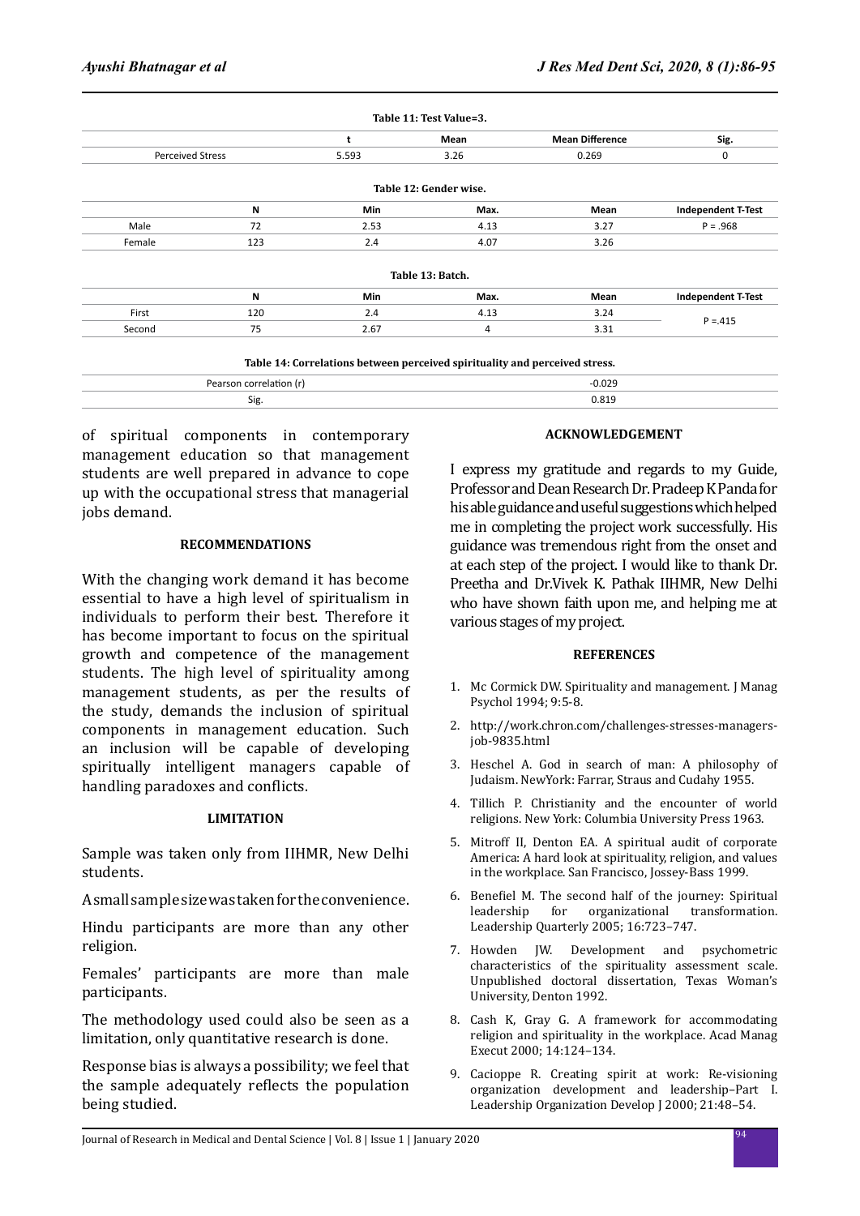**Table 11: Test Value=3.**

| | t | Mean | Mean Difference | Sig. |
|---|---|---|---|---|
| Perceived Stress | 5.593 | 3.26 | 0.269 | 0 |

**Table 12: Gender wise.**

| | N | Min | Max. | Mean | Independent T-Test |
|---|---|---|---|---|---|
| Male | 72 | 2.53 | 4.13 | 3.27 | P = .968 |
| Female | 123 | 2.4 | 4.07 | 3.26 | |

**Table 13: Batch.**

| | N | Min | Max. | Mean | Independent T-Test |
|---|---|---|---|---|---|
| First | 120 | 2.4 | 4.13 | 3.24 | P =.415 |
| Second | 75 | 2.67 | 4 | 3.31 | |

**Table 14: Correlations between perceived spirituality and perceived stress.**

| | |
|---|---|
| Pearson correlation (r) | -0.029 |
| Sig. | 0.819 |

of spiritual components in contemporary management education so that management students are well prepared in advance to cope up with the occupational stress that managerial jobs demand.

## RECOMMENDATIONS

With the changing work demand it has become essential to have a high level of spiritualism in individuals to perform their best. Therefore it has become important to focus on the spiritual growth and competence of the management students. The high level of spirituality among management students, as per the results of the study, demands the inclusion of spiritual components in management education. Such an inclusion will be capable of developing spiritually intelligent managers capable of handling paradoxes and conflicts.

## LIMITATION

Sample was taken only from IIHMR, New Delhi students.

A small sample size was taken for the convenience.

Hindu participants are more than any other religion.

Females' participants are more than male participants.

The methodology used could also be seen as a limitation, only quantitative research is done.

Response bias is always a possibility; we feel that the sample adequately reflects the population being studied.

## ACKNOWLEDGEMENT

I express my gratitude and regards to my Guide, Professor and Dean Research Dr. Pradeep K Panda for his able guidance and useful suggestions which helped me in completing the project work successfully. His guidance was tremendous right from the onset and at each step of the project. I would like to thank Dr. Preetha and Dr.Vivek K. Pathak IIHMR, New Delhi who have shown faith upon me, and helping me at various stages of my project.

## REFERENCES

1. Mc Cormick DW. Spirituality and management. J Manag Psychol 1994; 9:5-8.
2. http://work.chron.com/challenges-stresses-managers-job-9835.html
3. Heschel A. God in search of man: A philosophy of Judaism. NewYork: Farrar, Straus and Cudahy 1955.
4. Tillich P. Christianity and the encounter of world religions. New York: Columbia University Press 1963.
5. Mitroff II, Denton EA. A spiritual audit of corporate America: A hard look at spirituality, religion, and values in the workplace. San Francisco, Jossey-Bass 1999.
6. Benefiel M. The second half of the journey: Spiritual leadership for organizational transformation. Leadership Quarterly 2005; 16:723–747.
7. Howden JW. Development and psychometric characteristics of the spirituality assessment scale. Unpublished doctoral dissertation, Texas Woman's University, Denton 1992.
8. Cash K, Gray G. A framework for accommodating religion and spirituality in the workplace. Acad Manag Execut 2000; 14:124–134.
9. Cacioppe R. Creating spirit at work: Re-visioning organization development and leadership–Part I. Leadership Organization Develop J 2000; 21:48–54.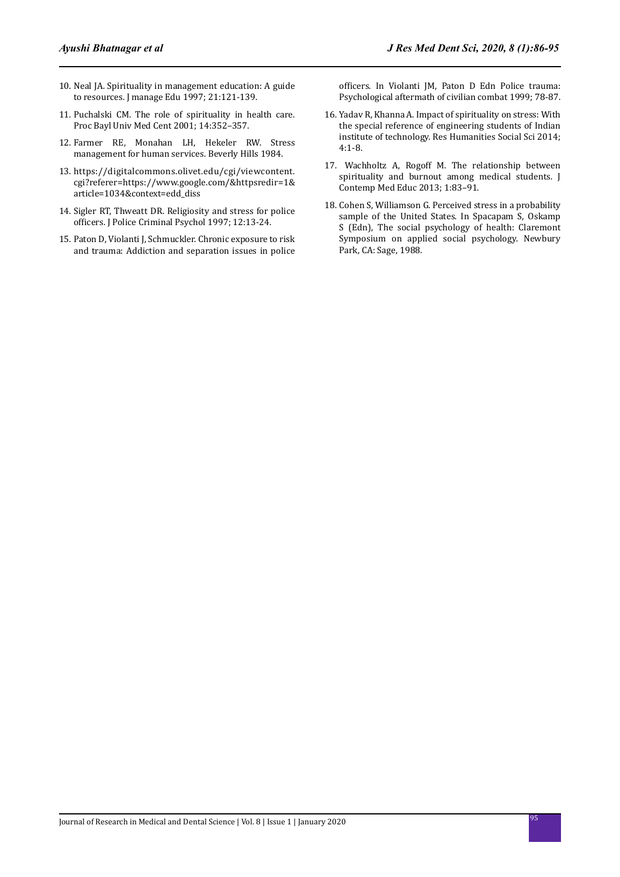10. Neal JA. Spirituality in management education: A guide to resources. J manage Edu 1997; 21:121-139.

11. Puchalski CM. The role of spirituality in health care. Proc Bayl Univ Med Cent 2001; 14:352–357.

12. Farmer RE, Monahan LH, Hekeler RW. Stress management for human services. Beverly Hills 1984.

13. https://digitalcommons.olivet.edu/cgi/viewcontent.cgi?referer=https://www.google.com/&httpsredir=1&article=1034&context=edd_diss

14. Sigler RT, Thweatt DR. Religiosity and stress for police officers. J Police Criminal Psychol 1997; 12:13-24.

15. Paton D, Violanti J, Schmuckler. Chronic exposure to risk and trauma: Addiction and separation issues in police officers. In Violanti JM, Paton D Edn Police trauma: Psychological aftermath of civilian combat 1999; 78-87.

16. Yadav R, Khanna A. Impact of spirituality on stress: With the special reference of engineering students of Indian institute of technology. Res Humanities Social Sci 2014; 4:1-8.

17. Wachholtz A, Rogoff M. The relationship between spirituality and burnout among medical students. J Contemp Med Educ 2013; 1:83–91.

18. Cohen S, Williamson G. Perceived stress in a probability sample of the United States. In Spacapam S, Oskamp S (Edn), The social psychology of health: Claremont Symposium on applied social psychology. Newbury Park, CA: Sage, 1988.